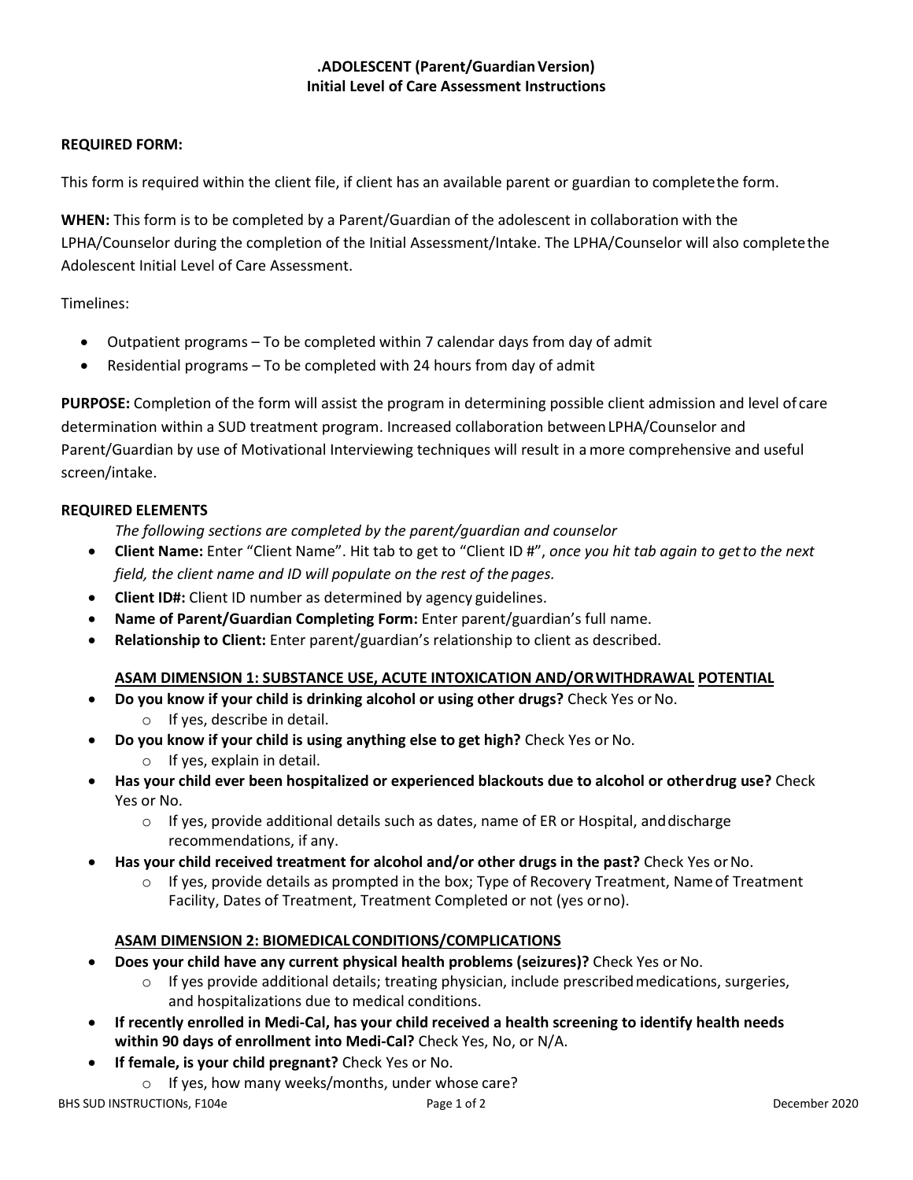**.ADOLESCENT (Parent/Guardian Version)**
**Initial Level of Care Assessment Instructions**

**REQUIRED FORM:**

This form is required within the client file, if client has an available parent or guardian to complete the form.

**WHEN:** This form is to be completed by a Parent/Guardian of the adolescent in collaboration with the LPHA/Counselor during the completion of the Initial Assessment/Intake. The LPHA/Counselor will also complete the Adolescent Initial Level of Care Assessment.

Timelines:

- Outpatient programs – To be completed within 7 calendar days from day of admit
- Residential programs – To be completed with 24 hours from day of admit

**PURPOSE:** Completion of the form will assist the program in determining possible client admission and level of care determination within a SUD treatment program. Increased collaboration between LPHA/Counselor and Parent/Guardian by use of Motivational Interviewing techniques will result in a more comprehensive and useful screen/intake.

**REQUIRED ELEMENTS**

*The following sections are completed by the parent/guardian and counselor*

- **Client Name:** Enter "Client Name". Hit tab to get to "Client ID #", *once you hit tab again to get to the next field, the client name and ID will populate on the rest of the pages.*
- **Client ID#:** Client ID number as determined by agency guidelines.
- **Name of Parent/Guardian Completing Form:** Enter parent/guardian's full name.
- **Relationship to Client:** Enter parent/guardian's relationship to client as described.

**<u>ASAM DIMENSION 1: SUBSTANCE USE, ACUTE INTOXICATION AND/OR WITHDRAWAL POTENTIAL</u>**

- **Do you know if your child is drinking alcohol or using other drugs?** Check Yes or No.
  - If yes, describe in detail.
- **Do you know if your child is using anything else to get high?** Check Yes or No.
  - If yes, explain in detail.
- **Has your child ever been hospitalized or experienced blackouts due to alcohol or other drug use?** Check Yes or No.
  - If yes, provide additional details such as dates, name of ER or Hospital, and discharge recommendations, if any.
- **Has your child received treatment for alcohol and/or other drugs in the past?** Check Yes or No.
  - If yes, provide details as prompted in the box; Type of Recovery Treatment, Name of Treatment Facility, Dates of Treatment, Treatment Completed or not (yes or no).

**<u>ASAM DIMENSION 2: BIOMEDICAL CONDITIONS/COMPLICATIONS</u>**

- **Does your child have any current physical health problems (seizures)?** Check Yes or No.
  - If yes provide additional details; treating physician, include prescribed medications, surgeries, and hospitalizations due to medical conditions.
- **If recently enrolled in Medi-Cal, has your child received a health screening to identify health needs within 90 days of enrollment into Medi-Cal?** Check Yes, No, or N/A.
- **If female, is your child pregnant?** Check Yes or No.
  - If yes, how many weeks/months, under whose care?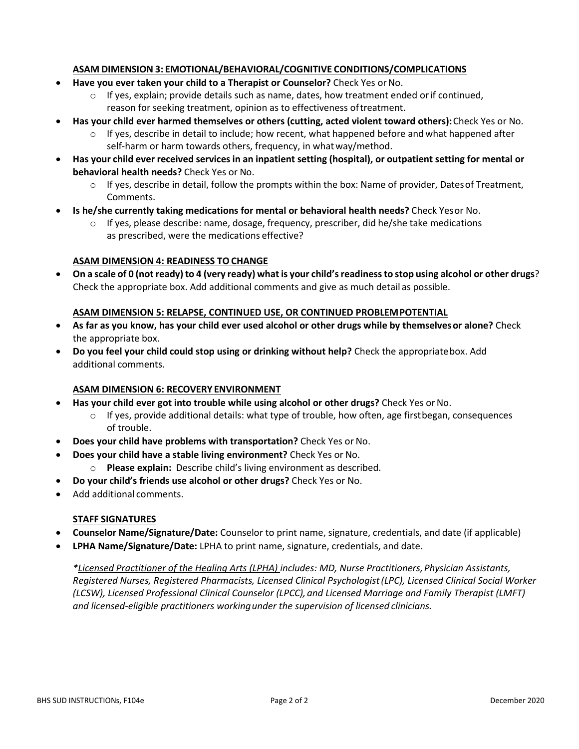**ASAM DIMENSION 3: EMOTIONAL/BEHAVIORAL/COGNITIVE CONDITIONS/COMPLICATIONS**

- **Have you ever taken your child to a Therapist or Counselor?** Check Yes or No.
  - If yes, explain; provide details such as name, dates, how treatment ended or if continued, reason for seeking treatment, opinion as to effectiveness of treatment.
- **Has your child ever harmed themselves or others (cutting, acted violent toward others):** Check Yes or No.
  - If yes, describe in detail to include; how recent, what happened before and what happened after self-harm or harm towards others, frequency, in what way/method.
- **Has your child ever received services in an inpatient setting (hospital), or outpatient setting for mental or behavioral health needs?** Check Yes or No.
  - If yes, describe in detail, follow the prompts within the box: Name of provider, Dates of Treatment, Comments.
- **Is he/she currently taking medications for mental or behavioral health needs?** Check Yes or No.
  - If yes, please describe: name, dosage, frequency, prescriber, did he/she take medications as prescribed, were the medications effective?

**ASAM DIMENSION 4: READINESS TO CHANGE**

- **On a scale of 0 (not ready) to 4 (very ready) what is your child's readiness to stop using alcohol or other drugs**? Check the appropriate box. Add additional comments and give as much detail as possible.

**ASAM DIMENSION 5: RELAPSE, CONTINUED USE, OR CONTINUED PROBLEM POTENTIAL**

- **As far as you know, has your child ever used alcohol or other drugs while by themselves or alone?** Check the appropriate box.
- **Do you feel your child could stop using or drinking without help?** Check the appropriate box. Add additional comments.

**ASAM DIMENSION 6: RECOVERY ENVIRONMENT**

- **Has your child ever got into trouble while using alcohol or other drugs?** Check Yes or No.
  - If yes, provide additional details: what type of trouble, how often, age first began, consequences of trouble.
- **Does your child have problems with transportation?** Check Yes or No.
- **Does your child have a stable living environment?** Check Yes or No.
  - **Please explain:** Describe child's living environment as described.
- **Do your child's friends use alcohol or other drugs?** Check Yes or No.
- Add additional comments.

**STAFF SIGNATURES**

- **Counselor Name/Signature/Date:** Counselor to print name, signature, credentials, and date (if applicable)
- **LPHA Name/Signature/Date:** LPHA to print name, signature, credentials, and date.

*\*Licensed Practitioner of the Healing Arts (LPHA) includes: MD, Nurse Practitioners, Physician Assistants, Registered Nurses, Registered Pharmacists, Licensed Clinical Psychologist (LPC), Licensed Clinical Social Worker (LCSW), Licensed Professional Clinical Counselor (LPCC), and Licensed Marriage and Family Therapist (LMFT) and licensed-eligible practitioners working under the supervision of licensed clinicians.*